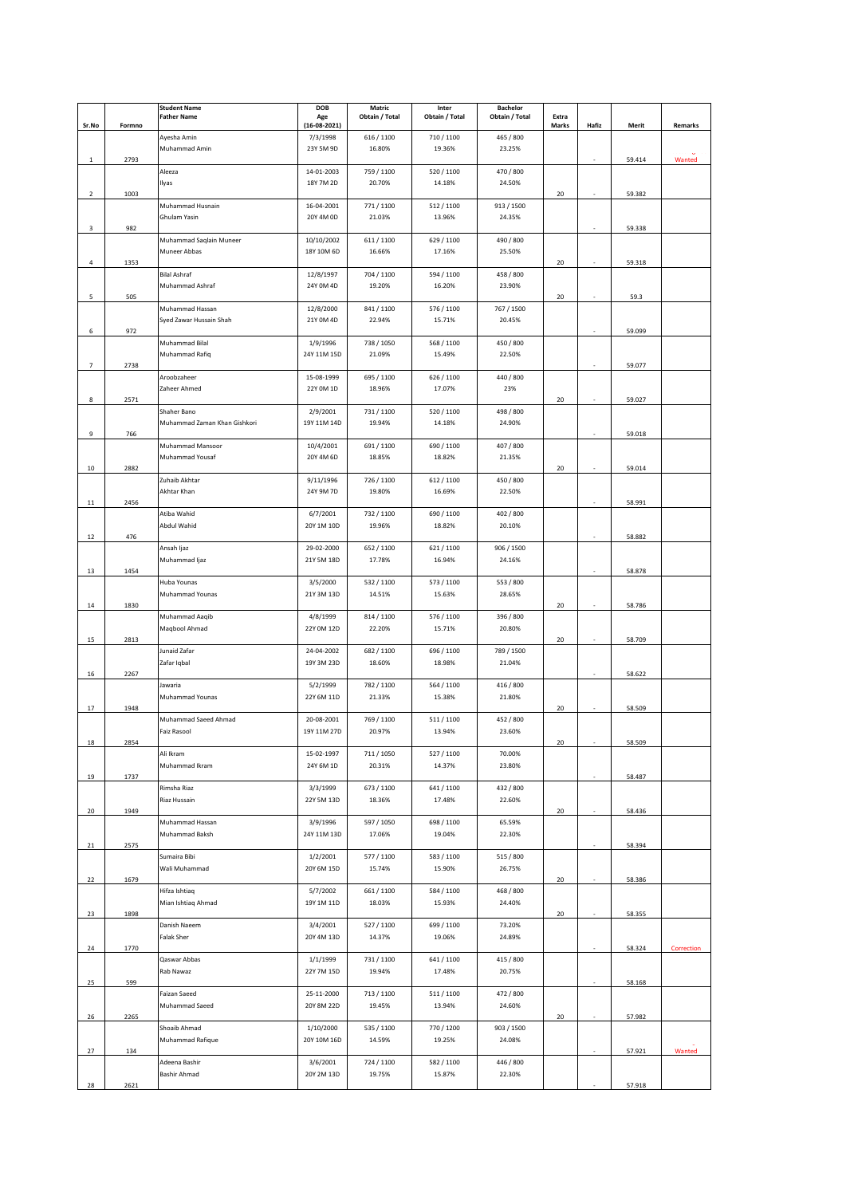| Sr.No | Formno | Student Name<br>Father Name | DOB<br>Age<br>(16-08-2021) | Matric<br>Obtain / Total | Inter<br>Obtain / Total | Bachelor<br>Obtain / Total | Extra<br>Marks | Hafiz | Merit | Remarks |
|---|---|---|---|---|---|---|---|---|---|---|
| 1 | 2793 | Ayesha Amin<br>Muhammad Amin | 7/3/1998<br>23Y 5M 9D | 616 / 1100<br>16.80% | 710 / 1100<br>19.36% | 465 / 800<br>23.25% | | - | 59.414 | Wanted |
| 2 | 1003 | Aleeza<br>Ilyas | 14-01-2003<br>18Y 7M 2D | 759 / 1100<br>20.70% | 520 / 1100<br>14.18% | 470 / 800<br>24.50% | 20 | - | 59.382 | |
| 3 | 982 | Muhammad Husnain<br>Ghulam Yasin | 16-04-2001<br>20Y 4M 0D | 771 / 1100<br>21.03% | 512 / 1100<br>13.96% | 913 / 1500<br>24.35% | | - | 59.338 | |
| 4 | 1353 | Muhammad Saqlain Muneer<br>Muneer Abbas | 10/10/2002<br>18Y 10M 6D | 611 / 1100<br>16.66% | 629 / 1100<br>17.16% | 490 / 800<br>25.50% | 20 | - | 59.318 | |
| 5 | 505 | Bilal Ashraf<br>Muhammad Ashraf | 12/8/1997<br>24Y 0M 4D | 704 / 1100<br>19.20% | 594 / 1100<br>16.20% | 458 / 800<br>23.90% | 20 | - | 59.3 | |
| 6 | 972 | Muhammad Hassan<br>Syed Zawar Hussain Shah | 12/8/2000<br>21Y 0M 4D | 841 / 1100<br>22.94% | 576 / 1100<br>15.71% | 767 / 1500<br>20.45% | | - | 59.099 | |
| 7 | 2738 | Muhammad Bilal<br>Muhammad Rafiq | 1/9/1996<br>24Y 11M 15D | 738 / 1050<br>21.09% | 568 / 1100<br>15.49% | 450 / 800<br>22.50% | | - | 59.077 | |
| 8 | 2571 | Aroobzaheer<br>Zaheer Ahmed | 15-08-1999<br>22Y 0M 1D | 695 / 1100<br>18.96% | 626 / 1100<br>17.07% | 440 / 800<br>23% | 20 | - | 59.027 | |
| 9 | 766 | Shaher Bano<br>Muhammad Zaman Khan Gishkori | 2/9/2001<br>19Y 11M 14D | 731 / 1100<br>19.94% | 520 / 1100<br>14.18% | 498 / 800<br>24.90% | | - | 59.018 | |
| 10 | 2882 | Muhammad Mansoor<br>Muhammad Yousaf | 10/4/2001<br>20Y 4M 6D | 691 / 1100<br>18.85% | 690 / 1100<br>18.82% | 407 / 800<br>21.35% | 20 | - | 59.014 | |
| 11 | 2456 | Zuhaib Akhtar<br>Akhtar Khan | 9/11/1996<br>24Y 9M 7D | 726 / 1100<br>19.80% | 612 / 1100<br>16.69% | 450 / 800<br>22.50% | | - | 58.991 | |
| 12 | 476 | Atiba Wahid<br>Abdul Wahid | 6/7/2001<br>20Y 1M 10D | 732 / 1100<br>19.96% | 690 / 1100<br>18.82% | 402 / 800<br>20.10% | | - | 58.882 | |
| 13 | 1454 | Ansah Ijaz<br>Muhammad Ijaz | 29-02-2000<br>21Y 5M 18D | 652 / 1100<br>17.78% | 621 / 1100<br>16.94% | 906 / 1500<br>24.16% | | - | 58.878 | |
| 14 | 1830 | Huba Younas<br>Muhammad Younas | 3/5/2000<br>21Y 3M 13D | 532 / 1100<br>14.51% | 573 / 1100<br>15.63% | 553 / 800<br>28.65% | 20 | - | 58.786 | |
| 15 | 2813 | Muhammad Aaqib<br>Maqbool Ahmad | 4/8/1999<br>22Y 0M 12D | 814 / 1100<br>22.20% | 576 / 1100<br>15.71% | 396 / 800<br>20.80% | 20 | - | 58.709 | |
| 16 | 2267 | Junaid Zafar<br>Zafar Iqbal | 24-04-2002<br>19Y 3M 23D | 682 / 1100<br>18.60% | 696 / 1100<br>18.98% | 789 / 1500<br>21.04% | | - | 58.622 | |
| 17 | 1948 | Jawaria<br>Muhammad Younas | 5/2/1999<br>22Y 6M 11D | 782 / 1100<br>21.33% | 564 / 1100<br>15.38% | 416 / 800<br>21.80% | 20 | - | 58.509 | |
| 18 | 2854 | Muhammad Saeed Ahmad<br>Faiz Rasool | 20-08-2001<br>19Y 11M 27D | 769 / 1100<br>20.97% | 511 / 1100<br>13.94% | 452 / 800<br>23.60% | 20 | - | 58.509 | |
| 19 | 1737 | Ali Ikram<br>Muhammad Ikram | 15-02-1997<br>24Y 6M 1D | 711 / 1050<br>20.31% | 527 / 1100<br>14.37% | 70.00%<br>23.80% | | - | 58.487 | |
| 20 | 1949 | Rimsha Riaz<br>Riaz Hussain | 3/3/1999<br>22Y 5M 13D | 673 / 1100<br>18.36% | 641 / 1100<br>17.48% | 432 / 800<br>22.60% | 20 | - | 58.436 | |
| 21 | 2575 | Muhammad Hassan<br>Muhammad Baksh | 3/9/1996<br>24Y 11M 13D | 597 / 1050<br>17.06% | 698 / 1100<br>19.04% | 65.59%<br>22.30% | | - | 58.394 | |
| 22 | 1679 | Sumaira Bibi<br>Wali Muhammad | 1/2/2001<br>20Y 6M 15D | 577 / 1100<br>15.74% | 583 / 1100<br>15.90% | 515 / 800<br>26.75% | 20 | - | 58.386 | |
| 23 | 1898 | Hifza Ishtiaq<br>Mian Ishtiaq Ahmad | 5/7/2002<br>19Y 1M 11D | 661 / 1100<br>18.03% | 584 / 1100<br>15.93% | 468 / 800<br>24.40% | 20 | - | 58.355 | |
| 24 | 1770 | Danish Naeem<br>Falak Sher | 3/4/2001<br>20Y 4M 13D | 527 / 1100<br>14.37% | 699 / 1100<br>19.06% | 73.20%<br>24.89% | | - | 58.324 | Correction |
| 25 | 599 | Qaswar Abbas<br>Rab Nawaz | 1/1/1999<br>22Y 7M 15D | 731 / 1100<br>19.94% | 641 / 1100<br>17.48% | 415 / 800<br>20.75% | | - | 58.168 | |
| 26 | 2265 | Faizan Saeed<br>Muhammad Saeed | 25-11-2000<br>20Y 8M 22D | 713 / 1100<br>19.45% | 511 / 1100<br>13.94% | 472 / 800<br>24.60% | 20 | - | 57.982 | |
| 27 | 134 | Shoaib Ahmad<br>Muhammad Rafique | 1/10/2000<br>20Y 10M 16D | 535 / 1100<br>14.59% | 770 / 1200<br>19.25% | 903 / 1500<br>24.08% | | - | 57.921 | Wanted |
| 28 | 2621 | Adeena Bashir<br>Bashir Ahmad | 3/6/2001<br>20Y 2M 13D | 724 / 1100<br>19.75% | 582 / 1100<br>15.87% | 446 / 800<br>22.30% | | - | 57.918 | |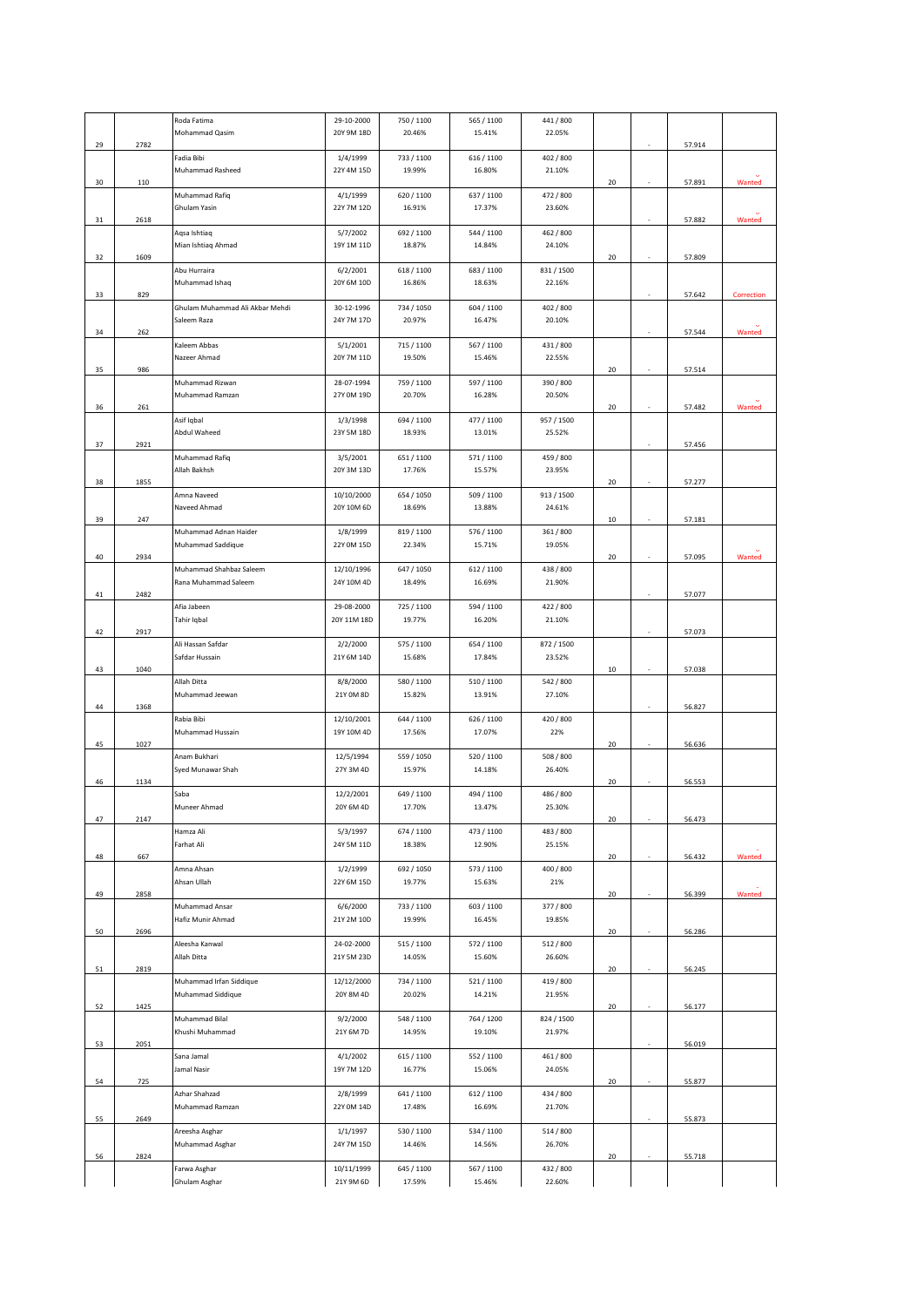| | | | | | | | | | |
|---|---|---|---|---|---|---|---|---|---|
| 29 | 2782 | Roda Fatima<br>Mohammad Qasim | 29-10-2000<br>20Y 9M 18D | 750 / 1100<br>20.46% | 565 / 1100<br>15.41% | 441 / 800<br>22.05% | | - | 57.914 | |
| 30 | 110 | Fadia Bibi<br>Muhammad Rasheed | 1/4/1999<br>22Y 4M 15D | 733 / 1100<br>19.99% | 616 / 1100<br>16.80% | 402 / 800<br>21.10% | 20 | - | 57.891 | Wanted |
| 31 | 2618 | Muhammad Rafiq<br>Ghulam Yasin | 4/1/1999<br>22Y 7M 12D | 620 / 1100<br>16.91% | 637 / 1100<br>17.37% | 472 / 800<br>23.60% | | - | 57.882 | Wanted |
| 32 | 1609 | Aqsa Ishtiaq<br>Mian Ishtiaq Ahmad | 5/7/2002<br>19Y 1M 11D | 692 / 1100<br>18.87% | 544 / 1100<br>14.84% | 462 / 800<br>24.10% | 20 | - | 57.809 | |
| 33 | 829 | Abu Hurraira<br>Muhammad Ishaq | 6/2/2001<br>20Y 6M 10D | 618 / 1100<br>16.86% | 683 / 1100<br>18.63% | 831 / 1500<br>22.16% | | - | 57.642 | Correction |
| 34 | 262 | Ghulam Muhammad Ali Akbar Mehdi<br>Saleem Raza | 30-12-1996<br>24Y 7M 17D | 734 / 1050<br>20.97% | 604 / 1100<br>16.47% | 402 / 800<br>20.10% | | - | 57.544 | Wanted |
| 35 | 986 | Kaleem Abbas<br>Nazeer Ahmad | 5/1/2001<br>20Y 7M 11D | 715 / 1100<br>19.50% | 567 / 1100<br>15.46% | 431 / 800<br>22.55% | 20 | - | 57.514 | |
| 36 | 261 | Muhammad Rizwan<br>Muhammad Ramzan | 28-07-1994<br>27Y 0M 19D | 759 / 1100<br>20.70% | 597 / 1100<br>16.28% | 390 / 800<br>20.50% | 20 | - | 57.482 | Wanted |
| 37 | 2921 | Asif Iqbal<br>Abdul Waheed | 1/3/1998<br>23Y 5M 18D | 694 / 1100<br>18.93% | 477 / 1100<br>13.01% | 957 / 1500<br>25.52% | | - | 57.456 | |
| 38 | 1855 | Muhammad Rafiq<br>Allah Bakhsh | 3/5/2001<br>20Y 3M 13D | 651 / 1100<br>17.76% | 571 / 1100<br>15.57% | 459 / 800<br>23.95% | 20 | - | 57.277 | |
| 39 | 247 | Amna Naveed<br>Naveed Ahmad | 10/10/2000<br>20Y 10M 6D | 654 / 1050<br>18.69% | 509 / 1100<br>13.88% | 913 / 1500<br>24.61% | 10 | - | 57.181 | |
| 40 | 2934 | Muhammad Adnan Haider<br>Muhammad Saddique | 1/8/1999<br>22Y 0M 15D | 819 / 1100<br>22.34% | 576 / 1100<br>15.71% | 361 / 800<br>19.05% | 20 | - | 57.095 | Wanted |
| 41 | 2482 | Muhammad Shahbaz Saleem<br>Rana Muhammad Saleem | 12/10/1996<br>24Y 10M 4D | 647 / 1050<br>18.49% | 612 / 1100<br>16.69% | 438 / 800<br>21.90% | | - | 57.077 | |
| 42 | 2917 | Afia Jabeen<br>Tahir Iqbal | 29-08-2000<br>20Y 11M 18D | 725 / 1100<br>19.77% | 594 / 1100<br>16.20% | 422 / 800<br>21.10% | | - | 57.073 | |
| 43 | 1040 | Ali Hassan Safdar<br>Safdar Hussain | 2/2/2000<br>21Y 6M 14D | 575 / 1100<br>15.68% | 654 / 1100<br>17.84% | 872 / 1500<br>23.52% | 10 | - | 57.038 | |
| 44 | 1368 | Allah Ditta<br>Muhammad Jeewan | 8/8/2000<br>21Y 0M 8D | 580 / 1100<br>15.82% | 510 / 1100<br>13.91% | 542 / 800<br>27.10% | | - | 56.827 | |
| 45 | 1027 | Rabia Bibi<br>Muhammad Hussain | 12/10/2001<br>19Y 10M 4D | 644 / 1100<br>17.56% | 626 / 1100<br>17.07% | 420 / 800<br>22% | 20 | - | 56.636 | |
| 46 | 1134 | Anam Bukhari<br>Syed Munawar Shah | 12/5/1994<br>27Y 3M 4D | 559 / 1050<br>15.97% | 520 / 1100<br>14.18% | 508 / 800<br>26.40% | 20 | - | 56.553 | |
| 47 | 2147 | Saba<br>Muneer Ahmad | 12/2/2001<br>20Y 6M 4D | 649 / 1100<br>17.70% | 494 / 1100<br>13.47% | 486 / 800<br>25.30% | 20 | - | 56.473 | |
| 48 | 667 | Hamza Ali<br>Farhat Ali | 5/3/1997<br>24Y 5M 11D | 674 / 1100<br>18.38% | 473 / 1100<br>12.90% | 483 / 800<br>25.15% | 20 | - | 56.432 | Wanted |
| 49 | 2858 | Amna Ahsan<br>Ahsan Ullah | 1/2/1999<br>22Y 6M 15D | 692 / 1050<br>19.77% | 573 / 1100<br>15.63% | 400 / 800<br>21% | 20 | - | 56.399 | Wanted |
| 50 | 2696 | Muhammad Ansar<br>Hafiz Munir Ahmad | 6/6/2000<br>21Y 2M 10D | 733 / 1100<br>19.99% | 603 / 1100<br>16.45% | 377 / 800<br>19.85% | 20 | - | 56.286 | |
| 51 | 2819 | Aleesha Kanwal<br>Allah Ditta | 24-02-2000<br>21Y 5M 23D | 515 / 1100<br>14.05% | 572 / 1100<br>15.60% | 512 / 800<br>26.60% | 20 | - | 56.245 | |
| 52 | 1425 | Muhammad Irfan Siddique<br>Muhammad Siddique | 12/12/2000<br>20Y 8M 4D | 734 / 1100<br>20.02% | 521 / 1100<br>14.21% | 419 / 800<br>21.95% | 20 | - | 56.177 | |
| 53 | 2051 | Muhammad Bilal<br>Khushi Muhammad | 9/2/2000<br>21Y 6M 7D | 548 / 1100<br>14.95% | 764 / 1200<br>19.10% | 824 / 1500<br>21.97% | | - | 56.019 | |
| 54 | 725 | Sana Jamal<br>Jamal Nasir | 4/1/2002<br>19Y 7M 12D | 615 / 1100<br>16.77% | 552 / 1100<br>15.06% | 461 / 800<br>24.05% | 20 | - | 55.877 | |
| 55 | 2649 | Azhar Shahzad<br>Muhammad Ramzan | 2/8/1999<br>22Y 0M 14D | 641 / 1100<br>17.48% | 612 / 1100<br>16.69% | 434 / 800<br>21.70% | | - | 55.873 | |
| 56 | 2824 | Areesha Asghar<br>Muhammad Asghar | 1/1/1997<br>24Y 7M 15D | 530 / 1100<br>14.46% | 534 / 1100<br>14.56% | 514 / 800<br>26.70% | 20 | - | 55.718 | |
| | | Farwa Asghar<br>Ghulam Asghar | 10/11/1999<br>21Y 9M 6D | 645 / 1100<br>17.59% | 567 / 1100<br>15.46% | 432 / 800<br>22.60% | | | | |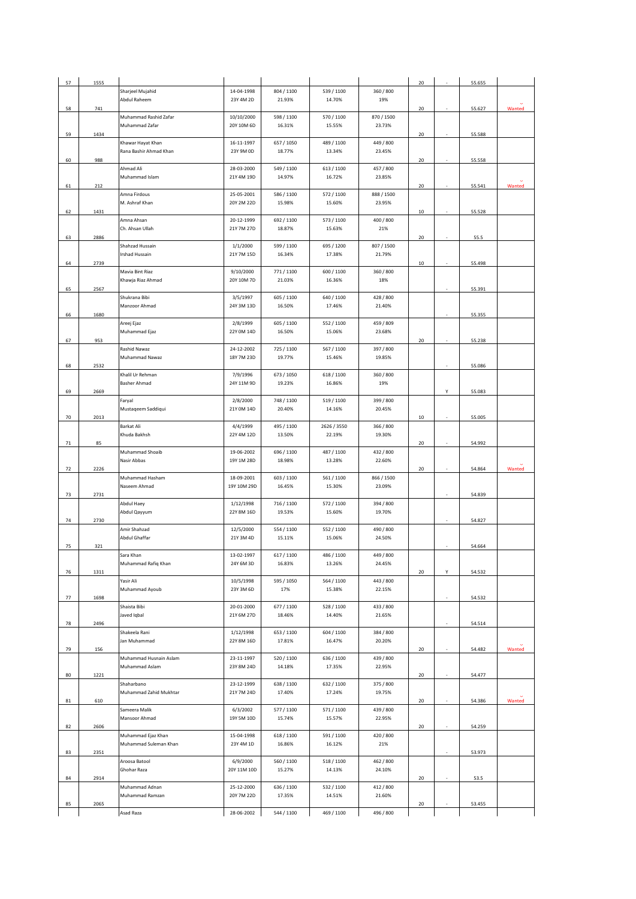| Sr. | ID | Name / Father Name | DOB / Age | Matric | FSc | Other | Bonus | | Aggregate | Status |
|---|---|---|---|---|---|---|---|---|---|---|
| 57 | 1555 | Sharjeel Mujahid<br>Abdul Raheem | 14-04-1998<br>23Y 4M 2D | 804 / 1100<br>21.93% | 539 / 1100<br>14.70% | 360 / 800<br>19% | 20 | - | 55.655 | |
| 58 | 741 | Muhammad Rashid Zafar<br>Muhammad Zafar | 10/10/2000<br>20Y 10M 6D | 598 / 1100<br>16.31% | 570 / 1100<br>15.55% | 870 / 1500<br>23.73% | 20 | - | 55.627 | Wanted |
| 59 | 1434 | Khawar Hayat Khan<br>Rana Bashir Ahmad Khan | 16-11-1997<br>23Y 9M 0D | 657 / 1050<br>18.77% | 489 / 1100<br>13.34% | 449 / 800<br>23.45% | 20 | - | 55.588 | |
| 60 | 988 | Ahmad Ali<br>Muhammad Islam | 28-03-2000<br>21Y 4M 19D | 549 / 1100<br>14.97% | 613 / 1100<br>16.72% | 457 / 800<br>23.85% | 20 | - | 55.558 | |
| 61 | 212 | Amna Firdous<br>M. Ashraf Khan | 25-05-2001<br>20Y 2M 22D | 586 / 1100<br>15.98% | 572 / 1100<br>15.60% | 888 / 1500<br>23.95% | 20 | - | 55.541 | Wanted |
| 62 | 1431 | Amna Ahsan<br>Ch. Ahsan Ullah | 20-12-1999<br>21Y 7M 27D | 692 / 1100<br>18.87% | 573 / 1100<br>15.63% | 400 / 800<br>21% | 10 | - | 55.528 | |
| 63 | 2886 | Shahzad Hussain<br>Irshad Hussain | 1/1/2000<br>21Y 7M 15D | 599 / 1100<br>16.34% | 695 / 1200<br>17.38% | 807 / 1500<br>21.79% | 20 | - | 55.5 | |
| 64 | 2739 | Mavia Bint Riaz<br>Khawja Riaz Ahmad | 9/10/2000<br>20Y 10M 7D | 771 / 1100<br>21.03% | 600 / 1100<br>16.36% | 360 / 800<br>18% | 10 | - | 55.498 | |
| 65 | 2567 | Shukrana Bibi<br>Manzoor Ahmad | 3/5/1997<br>24Y 3M 13D | 605 / 1100<br>16.50% | 640 / 1100<br>17.46% | 428 / 800<br>21.40% | | - | 55.391 | |
| 66 | 1680 | Areej Ejaz<br>Muhammad Ejaz | 2/8/1999<br>22Y 0M 14D | 605 / 1100<br>16.50% | 552 / 1100<br>15.06% | 459 / 809<br>23.68% | | - | 55.355 | |
| 67 | 953 | Rashid Nawaz<br>Muhammad Nawaz | 24-12-2002<br>18Y 7M 23D | 725 / 1100<br>19.77% | 567 / 1100<br>15.46% | 397 / 800<br>19.85% | 20 | - | 55.238 | |
| 68 | 2532 | Khalil Ur Rehman<br>Basher Ahmad | 7/9/1996<br>24Y 11M 9D | 673 / 1050<br>19.23% | 618 / 1100<br>16.86% | 360 / 800<br>19% | | - | 55.086 | |
| 69 | 2669 | Faryal<br>Mustaqeem Saddiqui | 2/8/2000<br>21Y 0M 14D | 748 / 1100<br>20.40% | 519 / 1100<br>14.16% | 399 / 800<br>20.45% | | Y | 55.083 | |
| 70 | 2013 | Barkat Ali<br>Khuda Bakhsh | 4/4/1999<br>22Y 4M 12D | 495 / 1100<br>13.50% | 2626 / 3550<br>22.19% | 366 / 800<br>19.30% | 10 | - | 55.005 | |
| 71 | 85 | Muhammad Shoaib<br>Nasir Abbas | 19-06-2002<br>19Y 1M 28D | 696 / 1100<br>18.98% | 487 / 1100<br>13.28% | 432 / 800<br>22.60% | 20 | - | 54.992 | |
| 72 | 2226 | Muhammad Hasham<br>Naseem Ahmad | 18-09-2001<br>19Y 10M 29D | 603 / 1100<br>16.45% | 561 / 1100<br>15.30% | 866 / 1500<br>23.09% | 20 | - | 54.864 | Wanted |
| 73 | 2731 | Abdul Haey<br>Abdul Qayyum | 1/12/1998<br>22Y 8M 16D | 716 / 1100<br>19.53% | 572 / 1100<br>15.60% | 394 / 800<br>19.70% | | - | 54.839 | |
| 74 | 2730 | Amir Shahzad<br>Abdul Ghaffar | 12/5/2000<br>21Y 3M 4D | 554 / 1100<br>15.11% | 552 / 1100<br>15.06% | 490 / 800<br>24.50% | | - | 54.827 | |
| 75 | 321 | Sara Khan<br>Muhammad Rafiq Khan | 13-02-1997<br>24Y 6M 3D | 617 / 1100<br>16.83% | 486 / 1100<br>13.26% | 449 / 800<br>24.45% | | - | 54.664 | |
| 76 | 1311 | Yasir Ali<br>Muhammad Ayoub | 10/5/1998<br>23Y 3M 6D | 595 / 1050<br>17% | 564 / 1100<br>15.38% | 443 / 800<br>22.15% | 20 | Y | 54.532 | |
| 77 | 1698 | Shaista Bibi<br>Javed Iqbal | 20-01-2000<br>21Y 6M 27D | 677 / 1100<br>18.46% | 528 / 1100<br>14.40% | 433 / 800<br>21.65% | | - | 54.532 | |
| 78 | 2496 | Shakeela Rani<br>Jan Muhammad | 1/12/1998<br>22Y 8M 16D | 653 / 1100<br>17.81% | 604 / 1100<br>16.47% | 384 / 800<br>20.20% | | - | 54.514 | |
| 79 | 156 | Muhammad Husnain Aslam<br>Muhammad Aslam | 23-11-1997<br>23Y 8M 24D | 520 / 1100<br>14.18% | 636 / 1100<br>17.35% | 439 / 800<br>22.95% | 20 | - | 54.482 | Wanted |
| 80 | 1221 | Shaharbano<br>Muhammad Zahid Mukhtar | 23-12-1999<br>21Y 7M 24D | 638 / 1100<br>17.40% | 632 / 1100<br>17.24% | 375 / 800<br>19.75% | 20 | - | 54.477 | |
| 81 | 610 | Sameera Malik<br>Mansoor Ahmad | 6/3/2002<br>19Y 5M 10D | 577 / 1100<br>15.74% | 571 / 1100<br>15.57% | 439 / 800<br>22.95% | 20 | - | 54.386 | Wanted |
| 82 | 2606 | Muhammad Ejaz Khan<br>Muhammad Suleman Khan | 15-04-1998<br>23Y 4M 1D | 618 / 1100<br>16.86% | 591 / 1100<br>16.12% | 420 / 800<br>21% | 20 | - | 54.259 | |
| 83 | 2351 | Aroosa Batool<br>Ghohar Raza | 6/9/2000<br>20Y 11M 10D | 560 / 1100<br>15.27% | 518 / 1100<br>14.13% | 462 / 800<br>24.10% | | - | 53.973 | |
| 84 | 2914 | Muhammad Adnan<br>Muhammad Ramzan | 25-12-2000<br>20Y 7M 22D | 636 / 1100<br>17.35% | 532 / 1100<br>14.51% | 412 / 800<br>21.60% | 20 | - | 53.5 | |
| 85 | 2065 | Asad Raza | 28-06-2002 | 544 / 1100 | 469 / 1100 | 496 / 800 | 20 | - | 53.455 | |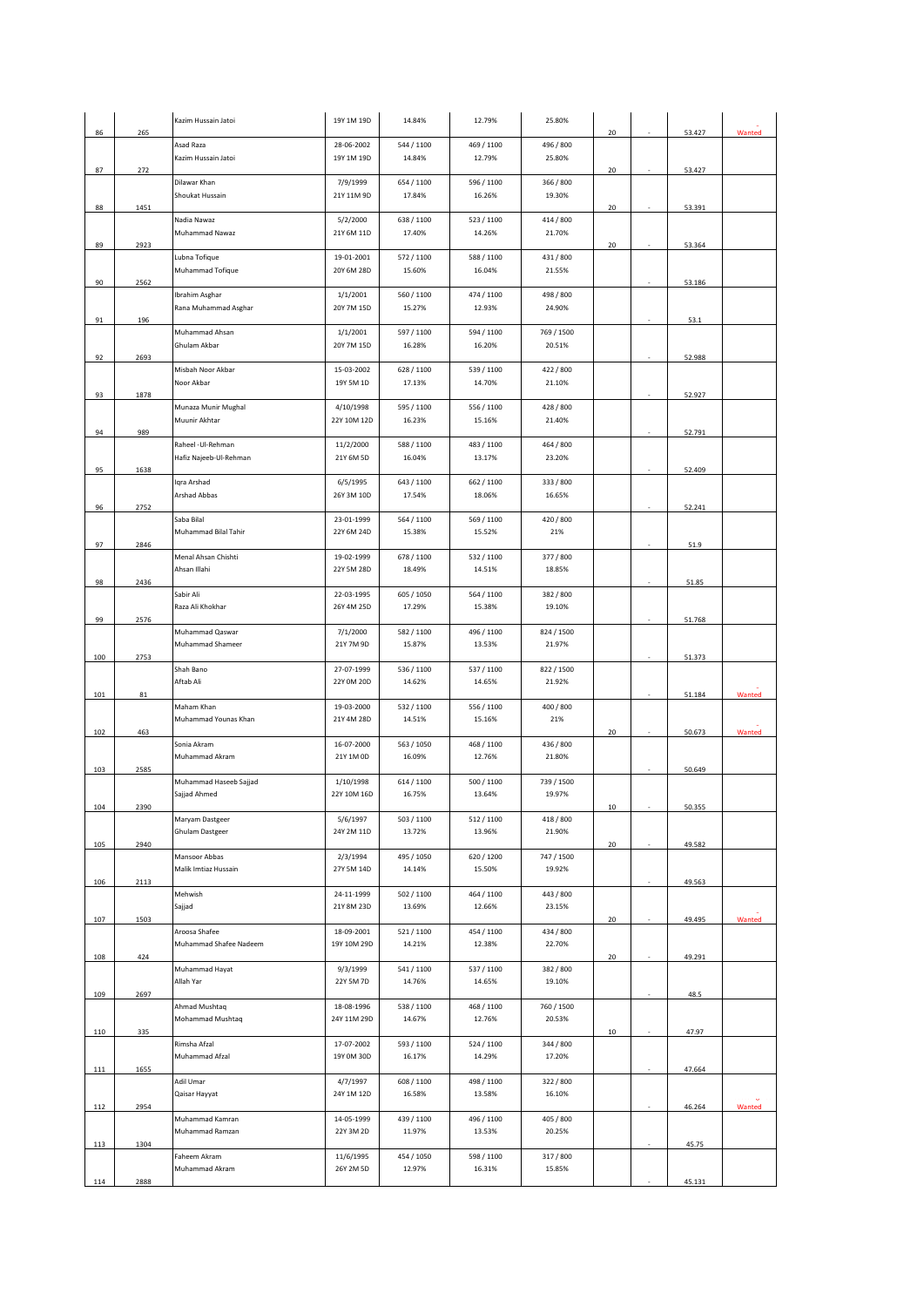| | | | | | | | | | | |
|---|---|---|---|---|---|---|---|---|---|---|
| 86 | 265 | Kazim Hussain Jatoi | 19Y 1M 19D | 14.84% | 12.79% | 25.80% | 20 | - | 53.427 | Wanted |
| 87 | 272 | Asad Raza<br>Kazim Hussain Jatoi | 28-06-2002<br>19Y 1M 19D | 544 / 1100<br>14.84% | 469 / 1100<br>12.79% | 496 / 800<br>25.80% | 20 | - | 53.427 | |
| 88 | 1451 | Dilawar Khan<br>Shoukat Hussain | 7/9/1999<br>21Y 11M 9D | 654 / 1100<br>17.84% | 596 / 1100<br>16.26% | 366 / 800<br>19.30% | 20 | - | 53.391 | |
| 89 | 2923 | Nadia Nawaz<br>Muhammad Nawaz | 5/2/2000<br>21Y 6M 11D | 638 / 1100<br>17.40% | 523 / 1100<br>14.26% | 414 / 800<br>21.70% | 20 | - | 53.364 | |
| 90 | 2562 | Lubna Tofique<br>Muhammad Tofique | 19-01-2001<br>20Y 6M 28D | 572 / 1100<br>15.60% | 588 / 1100<br>16.04% | 431 / 800<br>21.55% | | - | 53.186 | |
| 91 | 196 | Ibrahim Asghar<br>Rana Muhammad Asghar | 1/1/2001<br>20Y 7M 15D | 560 / 1100<br>15.27% | 474 / 1100<br>12.93% | 498 / 800<br>24.90% | | - | 53.1 | |
| 92 | 2693 | Muhammad Ahsan<br>Ghulam Akbar | 1/1/2001<br>20Y 7M 15D | 597 / 1100<br>16.28% | 594 / 1100<br>16.20% | 769 / 1500<br>20.51% | | - | 52.988 | |
| 93 | 1878 | Misbah Noor Akbar<br>Noor Akbar | 15-03-2002<br>19Y 5M 1D | 628 / 1100<br>17.13% | 539 / 1100<br>14.70% | 422 / 800<br>21.10% | | - | 52.927 | |
| 94 | 989 | Munaza Munir Mughal<br>Muunir Akhtar | 4/10/1998<br>22Y 10M 12D | 595 / 1100<br>16.23% | 556 / 1100<br>15.16% | 428 / 800<br>21.40% | | - | 52.791 | |
| 95 | 1638 | Raheel -Ul-Rehman<br>Hafiz Najeeb-Ul-Rehman | 11/2/2000<br>21Y 6M 5D | 588 / 1100<br>16.04% | 483 / 1100<br>13.17% | 464 / 800<br>23.20% | | - | 52.409 | |
| 96 | 2752 | Iqra Arshad<br>Arshad Abbas | 6/5/1995<br>26Y 3M 10D | 643 / 1100<br>17.54% | 662 / 1100<br>18.06% | 333 / 800<br>16.65% | | - | 52.241 | |
| 97 | 2846 | Saba Bilal<br>Muhammad Bilal Tahir | 23-01-1999<br>22Y 6M 24D | 564 / 1100<br>15.38% | 569 / 1100<br>15.52% | 420 / 800<br>21% | | - | 51.9 | |
| 98 | 2436 | Menal Ahsan Chishti<br>Ahsan Illahi | 19-02-1999<br>22Y 5M 28D | 678 / 1100<br>18.49% | 532 / 1100<br>14.51% | 377 / 800<br>18.85% | | - | 51.85 | |
| 99 | 2576 | Sabir Ali<br>Raza Ali Khokhar | 22-03-1995<br>26Y 4M 25D | 605 / 1050<br>17.29% | 564 / 1100<br>15.38% | 382 / 800<br>19.10% | | - | 51.768 | |
| 100 | 2753 | Muhammad Qaswar<br>Muhammad Shameer | 7/1/2000<br>21Y 7M 9D | 582 / 1100<br>15.87% | 496 / 1100<br>13.53% | 824 / 1500<br>21.97% | | - | 51.373 | |
| 101 | 81 | Shah Bano<br>Aftab Ali | 27-07-1999<br>22Y 0M 20D | 536 / 1100<br>14.62% | 537 / 1100<br>14.65% | 822 / 1500<br>21.92% | | - | 51.184 | Wanted |
| 102 | 463 | Maham Khan<br>Muhammad Younas Khan | 19-03-2000<br>21Y 4M 28D | 532 / 1100<br>14.51% | 556 / 1100<br>15.16% | 400 / 800<br>21% | 20 | - | 50.673 | Wanted |
| 103 | 2585 | Sonia Akram<br>Muhammad Akram | 16-07-2000<br>21Y 1M 0D | 563 / 1050<br>16.09% | 468 / 1100<br>12.76% | 436 / 800<br>21.80% | | - | 50.649 | |
| 104 | 2390 | Muhammad Haseeb Sajjad<br>Sajjad Ahmed | 1/10/1998<br>22Y 10M 16D | 614 / 1100<br>16.75% | 500 / 1100<br>13.64% | 739 / 1500<br>19.97% | 10 | - | 50.355 | |
| 105 | 2940 | Maryam Dastgeer<br>Ghulam Dastgeer | 5/6/1997<br>24Y 2M 11D | 503 / 1100<br>13.72% | 512 / 1100<br>13.96% | 418 / 800<br>21.90% | 20 | - | 49.582 | |
| 106 | 2113 | Mansoor Abbas<br>Malik Imtiaz Hussain | 2/3/1994<br>27Y 5M 14D | 495 / 1050<br>14.14% | 620 / 1200<br>15.50% | 747 / 1500<br>19.92% | | - | 49.563 | |
| 107 | 1503 | Mehwish<br>Sajjad | 24-11-1999<br>21Y 8M 23D | 502 / 1100<br>13.69% | 464 / 1100<br>12.66% | 443 / 800<br>23.15% | 20 | - | 49.495 | Wanted |
| 108 | 424 | Aroosa Shafee<br>Muhammad Shafee Nadeem | 18-09-2001<br>19Y 10M 29D | 521 / 1100<br>14.21% | 454 / 1100<br>12.38% | 434 / 800<br>22.70% | 20 | - | 49.291 | |
| 109 | 2697 | Muhammad Hayat<br>Allah Yar | 9/3/1999<br>22Y 5M 7D | 541 / 1100<br>14.76% | 537 / 1100<br>14.65% | 382 / 800<br>19.10% | | - | 48.5 | |
| 110 | 335 | Ahmad Mushtaq<br>Mohammad Mushtaq | 18-08-1996<br>24Y 11M 29D | 538 / 1100<br>14.67% | 468 / 1100<br>12.76% | 760 / 1500<br>20.53% | 10 | - | 47.97 | |
| 111 | 1655 | Rimsha Afzal<br>Muhammad Afzal | 17-07-2002<br>19Y 0M 30D | 593 / 1100<br>16.17% | 524 / 1100<br>14.29% | 344 / 800<br>17.20% | | - | 47.664 | |
| 112 | 2954 | Adil Umar<br>Qaisar Hayyat | 4/7/1997<br>24Y 1M 12D | 608 / 1100<br>16.58% | 498 / 1100<br>13.58% | 322 / 800<br>16.10% | | - | 46.264 | Wanted |
| 113 | 1304 | Muhammad Kamran<br>Muhammad Ramzan | 14-05-1999<br>22Y 3M 2D | 439 / 1100<br>11.97% | 496 / 1100<br>13.53% | 405 / 800<br>20.25% | | - | 45.75 | |
| 114 | 2888 | Faheem Akram<br>Muhammad Akram | 11/6/1995<br>26Y 2M 5D | 454 / 1050<br>12.97% | 598 / 1100<br>16.31% | 317 / 800<br>15.85% | | - | 45.131 | |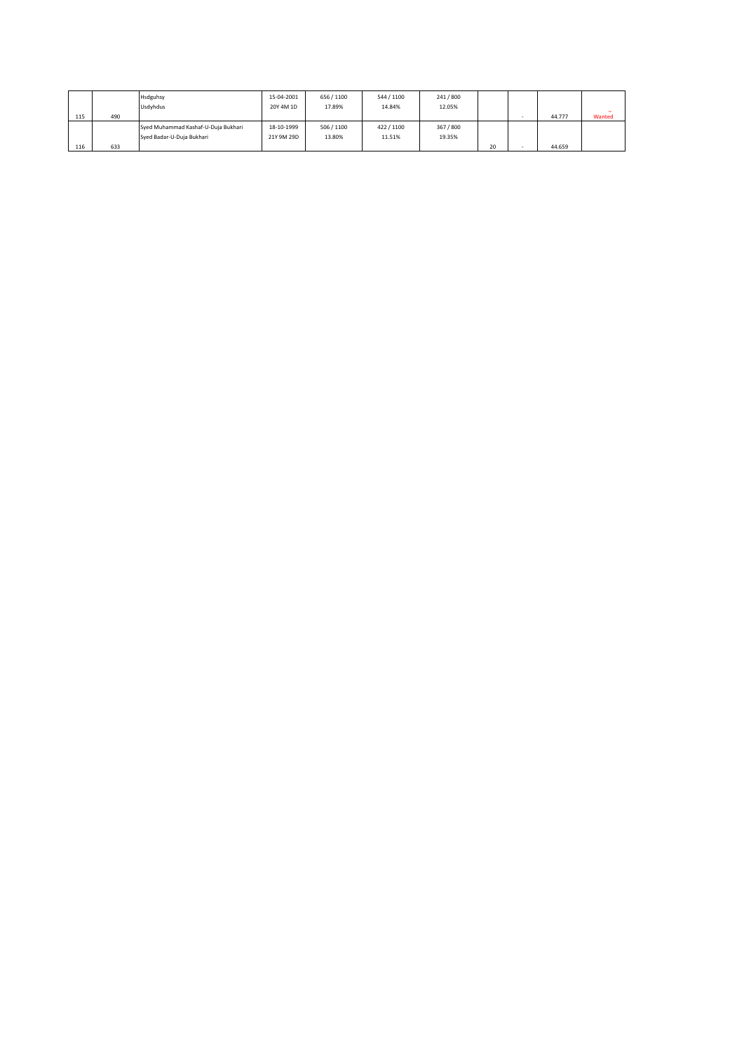| | | | | | | | | | | |
|---|---|---|---|---|---|---|---|---|---|---|
| 115 | 490 | Hsdguhsy<br>Usdyhdus | 15-04-2001<br>20Y 4M 1D | 656 / 1100<br>17.89% | 544 / 1100<br>14.84% | 241 / 800<br>12.05% | | - | 44.777 | Wanted |
| 116 | 633 | Syed Muhammad Kashaf-U-Duja Bukhari<br>Syed Badar-U-Duja Bukhari | 18-10-1999<br>21Y 9M 29D | 506 / 1100<br>13.80% | 422 / 1100<br>11.51% | 367 / 800<br>19.35% | 20 | - | 44.659 | |